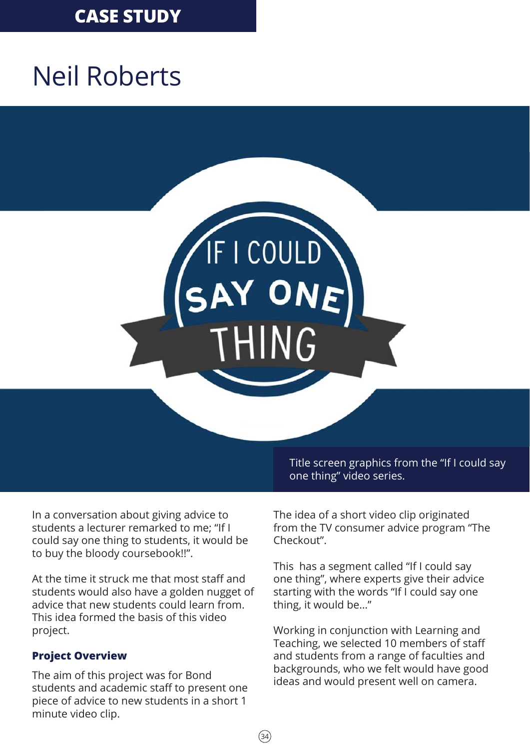**CASE STUDY**

# Neil Roberts

Title screen graphics from the "If I could say one thing" video series.

In a conversation about giving advice to students a lecturer remarked to me; "If I could say one thing to students, it would be to buy the bloody coursebook!!".

At the time it struck me that most staff and students would also have a golden nugget of advice that new students could learn from. This idea formed the basis of this video project.

### Project Overview

The aim of this project was for Bond students and academic staff to present one piece of advice to new students in a short 1 minute video clip.

The idea of a short video clip originated from the TV consumer advice program "The Checkout".

This has a segment called "If I could say one thing", where experts give their advice starting with the words "If I could say one thing, it would be..."

Working in conjunction with Learning and Teaching, we selected 10 members of staff and students from a range of faculties and backgrounds, who we felt would have good ideas and would present well on camera.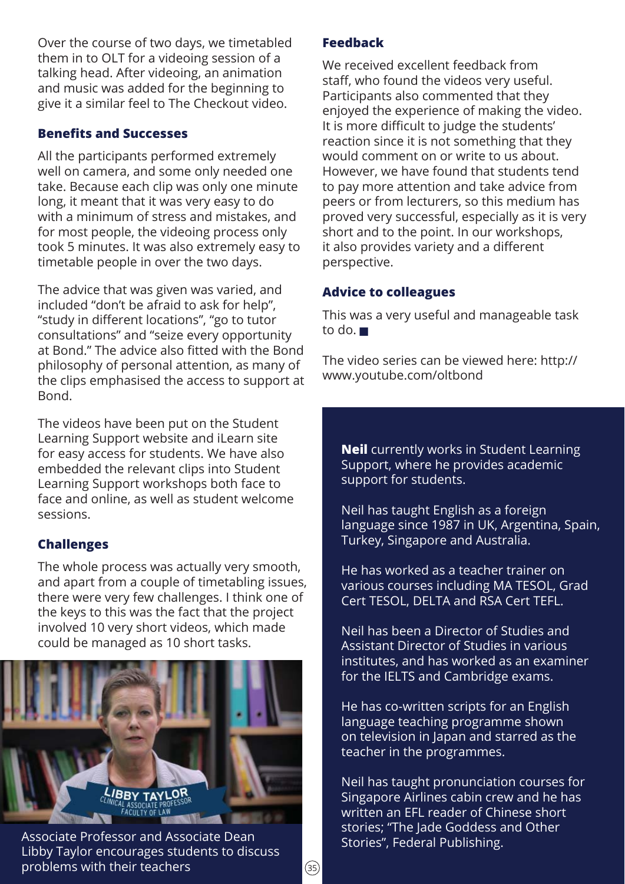Over the course of two days, we timetabled them in to OLT for a videoing session of a talking head. After videoing, an animation and music was added for the beginning to give it a similar feel to The Checkout video.

### Benefits and Successes

All the participants performed extremely well on camera, and some only needed one take. Because each clip was only one minute long, it meant that it was very easy to do with a minimum of stress and mistakes, and for most people, the videoing process only took 5 minutes. It was also extremely easy to timetable people in over the two days.

The advice that was given was varied, and included "don't be afraid to ask for help", "study in different locations", "go to tutor consultations" and "seize every opportunity at Bond." The advice also fitted with the Bond philosophy of personal attention, as many of the clips emphasised the access to support at Bond.

The videos have been put on the Student Learning Support website and iLearn site for easy access for students. We have also embedded the relevant clips into Student Learning Support workshops both face to face and online, as well as student welcome sessions.

### Challenges

The whole process was actually very smooth, and apart from a couple of timetabling issues, there were very few challenges. I think one of the keys to this was the fact that the project involved 10 very short videos, which made could be managed as 10 short tasks.

Associate Professor and Associate Dean Libby Taylor encourages students to discuss problems with their teachers

### Feedback

We received excellent feedback from staff, who found the videos very useful. Participants also commented that they enjoyed the experience of making the video. It is more difficult to judge the students' reaction since it is not something that they would comment on or write to us about. However, we have found that students tend to pay more attention and take advice from peers or from lecturers, so this medium has proved very successful, especially as it is very short and to the point. In our workshops, it also provides variety and a different perspective.

### Advice to colleagues

This was a very useful and manageable task to do. ■

The video series can be viewed here: http://www.youtube.com/oltbond

**Neil** currently works in Student Learning Support, where he provides academic support for students.

Neil has taught English as a foreign language since 1987 in UK, Argentina, Spain, Turkey, Singapore and Australia.

He has worked as a teacher trainer on various courses including MA TESOL, Grad Cert TESOL, DELTA and RSA Cert TEFL.

Neil has been a Director of Studies and Assistant Director of Studies in various institutes, and has worked as an examiner for the IELTS and Cambridge exams.

He has co-written scripts for an English language teaching programme shown on television in Japan and starred as the teacher in the programmes.

Neil has taught pronunciation courses for Singapore Airlines cabin crew and he has written an EFL reader of Chinese short stories; "The Jade Goddess and Other Stories", Federal Publishing.